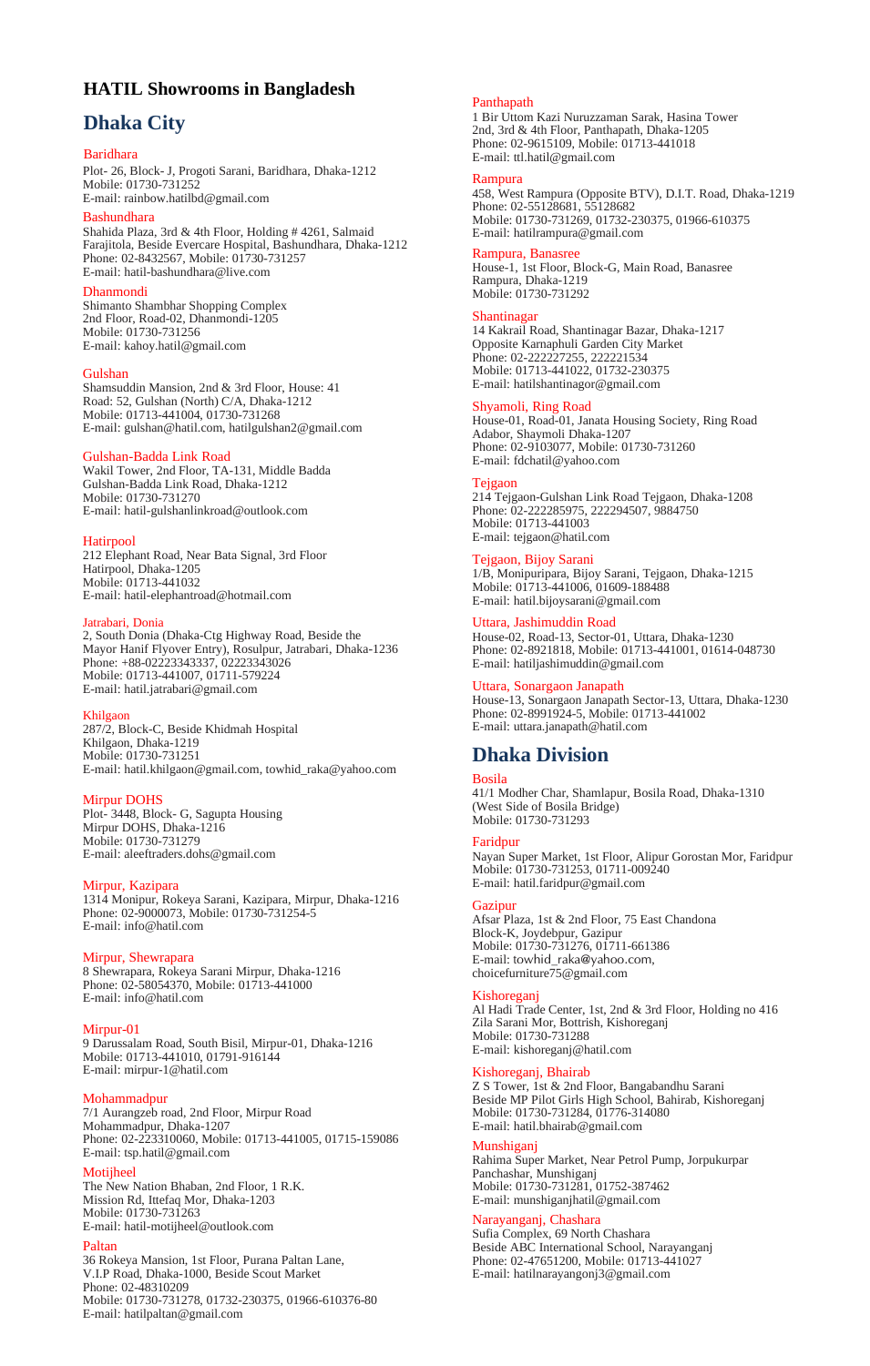# HATIL Showrooms in Bangladesh

## Dhaka City

### Baridhara
Plot- 26, Block- J, Progoti Sarani, Baridhara, Dhaka-1212
Mobile: 01730-731252
E-mail: rainbow.hatilbd@gmail.com

### Bashundhara
Shahida Plaza, 3rd & 4th Floor, Holding # 4261, Salmaid Farajitola, Beside Evercare Hospital, Bashundhara, Dhaka-1212
Phone: 02-8432567, Mobile: 01730-731257
E-mail: hatil-bashundhara@live.com

### Dhanmondi
Shimanto Shambhar Shopping Complex
2nd Floor, Road-02, Dhanmondi-1205
Mobile: 01730-731256
E-mail: kahoy.hatil@gmail.com

### Gulshan
Shamsuddin Mansion, 2nd & 3rd Floor, House: 41
Road: 52, Gulshan (North) C/A, Dhaka-1212
Mobile: 01713-441004, 01730-731268
E-mail: gulshan@hatil.com, hatilgulshan2@gmail.com

### Gulshan-Badda Link Road
Wakil Tower, 2nd Floor, TA-131, Middle Badda
Gulshan-Badda Link Road, Dhaka-1212
Mobile: 01730-731270
E-mail: hatil-gulshanlinkroad@outlook.com

### Hatirpool
212 Elephant Road, Near Bata Signal, 3rd Floor
Hatirpool, Dhaka-1205
Mobile: 01713-441032
E-mail: hatil-elephantroad@hotmail.com

### Jatrabari, Donia
2, South Donia (Dhaka-Ctg Highway Road, Beside the Mayor Hanif Flyover Entry), Rosulpur, Jatrabari, Dhaka-1236
Phone: +88-02223343337, 02223343026
Mobile: 01713-441007, 01711-579224
E-mail: hatil.jatrabari@gmail.com

### Khilgaon
287/2, Block-C, Beside Khidmah Hospital
Khilgaon, Dhaka-1219
Mobile: 01730-731251
E-mail: hatil.khilgaon@gmail.com, towhid_raka@yahoo.com

### Mirpur DOHS
Plot- 3448, Block- G, Sagupta Housing
Mirpur DOHS, Dhaka-1216
Mobile: 01730-731279
E-mail: aleeftraders.dohs@gmail.com

### Mirpur, Kazipara
1314 Monipur, Rokeya Sarani, Kazipara, Mirpur, Dhaka-1216
Phone: 02-9000073, Mobile: 01730-731254-5
E-mail: info@hatil.com

### Mirpur, Shewrapara
8 Shewrapara, Rokeya Sarani Mirpur, Dhaka-1216
Phone: 02-58054370, Mobile: 01713-441000
E-mail: info@hatil.com

### Mirpur-01
9 Darussalam Road, South Bisil, Mirpur-01, Dhaka-1216
Mobile: 01713-441010, 01791-916144
E-mail: mirpur-1@hatil.com

### Mohammadpur
7/1 Aurangzeb road, 2nd Floor, Mirpur Road
Mohammadpur, Dhaka-1207
Phone: 02-223310060, Mobile: 01713-441005, 01715-159086
E-mail: tsp.hatil@gmail.com

### Motijheel
The New Nation Bhaban, 2nd Floor, 1 R.K.
Mission Rd, Ittefaq Mor, Dhaka-1203
Mobile: 01730-731263
E-mail: hatil-motijheel@outlook.com

### Paltan
36 Rokeya Mansion, 1st Floor, Purana Paltan Lane,
V.I.P Road, Dhaka-1000, Beside Scout Market
Phone: 02-48310209
Mobile: 01730-731278, 01732-230375, 01966-610376-80
E-mail: hatilpaltan@gmail.com

### Panthapath
1 Bir Uttom Kazi Nuruzzaman Sarak, Hasina Tower
2nd, 3rd & 4th Floor, Panthapath, Dhaka-1205
Phone: 02-9615109, Mobile: 01713-441018
E-mail: ttl.hatil@gmail.com

### Rampura
458, West Rampura (Opposite BTV), D.I.T. Road, Dhaka-1219
Phone: 02-55128681, 55128682
Mobile: 01730-731269, 01732-230375, 01966-610375
E-mail: hatilrampura@gmail.com

### Rampura, Banasree
House-1, 1st Floor, Block-G, Main Road, Banasree
Rampura, Dhaka-1219
Mobile: 01730-731292

### Shantinagar
14 Kakrail Road, Shantinagar Bazar, Dhaka-1217
Opposite Karnaphuli Garden City Market
Phone: 02-222227255, 222221534
Mobile: 01713-441022, 01732-230375
E-mail: hatilshantinagor@gmail.com

### Shyamoli, Ring Road
House-01, Road-01, Janata Housing Society, Ring Road
Adabor, Shaymoli Dhaka-1207
Phone: 02-9103077, Mobile: 01730-731260
E-mail: fdchatil@yahoo.com

### Tejgaon
214 Tejgaon-Gulshan Link Road Tejgaon, Dhaka-1208
Phone: 02-222285975, 222294507, 9884750
Mobile: 01713-441003
E-mail: tejgaon@hatil.com

### Tejgaon, Bijoy Sarani
1/B, Monipuripara, Bijoy Sarani, Tejgaon, Dhaka-1215
Mobile: 01713-441006, 01609-188488
E-mail: hatil.bijoysarani@gmail.com

### Uttara, Jashimuddin Road
House-02, Road-13, Sector-01, Uttara, Dhaka-1230
Phone: 02-8921818, Mobile: 01713-441001, 01614-048730
E-mail: hatiljashimuddin@gmail.com

### Uttara, Sonargaon Janapath
House-13, Sonargaon Janapath Sector-13, Uttara, Dhaka-1230
Phone: 02-8991924-5, Mobile: 01713-441002
E-mail: uttara.janapath@hatil.com

## Dhaka Division

### Bosila
41/1 Modher Char, Shamlapur, Bosila Road, Dhaka-1310
(West Side of Bosila Bridge)
Mobile: 01730-731293

### Faridpur
Nayan Super Market, 1st Floor, Alipur Gorostan Mor, Faridpur
Mobile: 01730-731253, 01711-009240
E-mail: hatil.faridpur@gmail.com

### Gazipur
Afsar Plaza, 1st & 2nd Floor, 75 East Chandona
Block-K, Joydebpur, Gazipur
Mobile: 01730-731276, 01711-661386
E-mail: towhid_raka@yahoo.com,
choicefurniture75@gmail.com

### Kishoreganj
Al Hadi Trade Center, 1st, 2nd & 3rd Floor, Holding no 416
Zila Sarani Mor, Bottrish, Kishoreganj
Mobile: 01730-731288
E-mail: kishoreganj@hatil.com

### Kishoreganj, Bhairab
Z S Tower, 1st & 2nd Floor, Bangabandhu Sarani
Beside MP Pilot Girls High School, Bahirab, Kishoreganj
Mobile: 01730-731284, 01776-314080
E-mail: hatil.bhairab@gmail.com

### Munshiganj
Rahima Super Market, Near Petrol Pump, Jorpukurpar
Panchashar, Munshiganj
Mobile: 01730-731281, 01752-387462
E-mail: munshiganjhatil@gmail.com

### Narayanganj, Chashara
Sufia Complex, 69 North Chashara
Beside ABC International School, Narayanganj
Phone: 02-47651200, Mobile: 01713-441027
E-mail: hatilnarayangonj3@gmail.com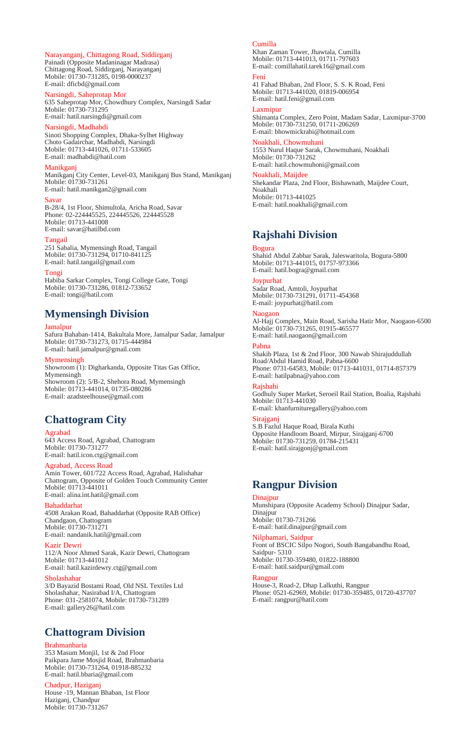**Narayanganj, Chittagong Road, Siddirganj**
Painadi (Opposite Madaninagar Madrasa)
Chittagong Road, Siddirganj, Narayanganj
Mobile: 01730-731285, 0198-0000237
E-mail: dficbd@gmail.com

**Narsingdi, Saheprotap Mor**
635 Saheprotap Mor, Chowdhury Complex, Narsingdi Sadar
Mobile: 01730-731295
E-mail: hatil.narsingdi@gmail.com

**Narsingdi, Madhabdi**
Sinoti Shopping Complex, Dhaka-Sylhet Highway
Choto Gadairchar, Madhabdi, Narsingdi
Mobile: 01713-441026, 01711-533605
E-mail: madhabdi@hatil.com

**Manikganj**
Manikganj City Center, Level-03, Manikganj Bus Stand, Manikganj
Mobile: 01730-731261
E-mail: hatil.manikgan2@gmail.com

**Savar**
B-28/4, 1st Floor, Shimultola, Aricha Road, Savar
Phone: 02-224445525, 224445526, 224445528
Mobile: 01713-441008
E-mail: savar@hatilbd.com

**Tangail**
251 Sabalia, Mymensingh Road, Tangail
Mobile: 01730-731294, 01710-841125
E-mail: hatil.tangail@gmail.com

**Tongi**
Habiba Sarkar Complex, Tongi College Gate, Tongi
Mobile: 01730-731286, 01812-733652
E-mail: tongi@hatil.com

## Mymensingh Division

**Jamalpur**
Safura Bahaban-1414, Bakultala More, Jamalpur Sadar, Jamalpur
Mobile: 01730-731273, 01715-444984
E-mail: hatil.jamalpur@gmail.com

**Mymensingh**
Showroom (1): Digharkanda, Opposite Titas Gas Office, Mymensingh
Showroom (2): 5/B-2, Shehora Road, Mymensingh
Mobile: 01713-441014, 01735-080286
E-mail: azadsteelhouse@gmail.com

## Chattogram City

**Agrabad**
643 Access Road, Agrabad, Chattogram
Mobile: 01730-731277
E-mail: hatil.icon.ctg@gmail.com

**Agrabad, Access Road**
Amin Tower, 601/722 Access Road, Agrabad, Halishahar
Chattogram, Opposite of Golden Touch Community Center
Mobile: 01713-441011
E-mail: alina.int.hatil@gmail.com

**Bahaddarhat**
4508 Arakan Road, Bahaddarhat (Opposite RAB Office)
Chandgaon, Chattogram
Mobile: 01730-731271
E-mail: nandanik.hatil@gmail.com

**Kazir Dewri**
112/A Noor Ahmed Sarak, Kazir Dewri, Chattogram
Mobile: 01713-441012
E-mail: hatil.kazirdewry.ctg@gmail.com

**Sholashahar**
3/D Bayazid Bostami Road, Old NSL Textiles Ltd
Sholashahar, Nasirabad I/A, Chattogram
Phone: 031-2581074, Mobile: 01730-731289
E-mail: gallery26@hatil.com

## Chattogram Division

**Brahmanbaria**
353 Masum Monjil, 1st & 2nd Floor
Paikpara Jame Mosjid Road, Brahmanbaria
Mobile: 01730-731264, 01918-885232
E-mail: hatil.bbaria@gmail.com

**Chadpur, Haziganj**
House -19, Mannan Bhaban, 1st Floor
Haziganj, Chandpur
Mobile: 01730-731267

**Cumilla**
Khan Zaman Tower, Jhawtala, Cumilla
Mobile: 01713-441013, 01711-797603
E-mail: comillahatil.tarek16@gmail.com

**Feni**
41 Fahad Bhaban, 2nd Floor, S. S. K Road, Feni
Mobile: 01713-441020, 01819-006954
E-mail: hatil.feni@gmail.com

**Laxmipur**
Shimanta Complex, Zero Point, Madam Sadar, Laxmipur-3700
Mobile: 01730-731250, 01711-206269
E-mail: bhowmickrabi@hotmail.com

**Noakhali, Chowmuhani**
1553 Nurul Haque Sarak, Chowmuhani, Noakhali
Mobile: 01730-731262
E-mail: hatil.chowmuhoni@gmail.com

**Noakhali, Maijdee**
Shekandar Plaza, 2nd Floor, Bishawnath, Maijdee Court, Noakhali
Mobile: 01713-441025
E-mail: hatil.noakhali@gmail.com

## Rajshahi Division

**Bogura**
Shahid Abdul Zabbar Sarak, Jaleswaritola, Bogura-5800
Mobile: 01713-441015, 01757-973366
E-mail: hatil.bogra@gmail.com

**Joypurhat**
Sadar Road, Amtoli, Joypurhat
Mobile: 01730-731291, 01711-454368
E-mail: joypurhat@hatil.com

**Naogaon**
Al-Hajj Complex, Main Road, Sarisha Hatir Mor, Naogaon-6500
Mobile: 01730-731265, 01915-465577
E-mail: hatil.naogaon@gmail.com

**Pabna**
Shakib Plaza, 1st & 2nd Floor, 300 Nawab Shirajuddullah Road/Abdul Hamid Road, Pabna-6600
Phone: 0731-64583, Mobile: 01713-441031, 01714-857379
E-mail: hatilpabna@yahoo.com

**Rajshahi**
Godhuly Super Market, Seroeil Rail Station, Boalia, Rajshahi
Mobile: 01713-441030
E-mail: khanfurnituregallery@yahoo.com

**Sirajganj**
S.B Fazlul Haque Road, Birala Kuthi
Opposite Handloom Board, Mirpur, Sirajganj-6700
Mobile: 01730-731259, 01784-215431
E-mail: hatil.sirajgonj@gmail.com

## Rangpur Division

**Dinajpur**
Munshipara (Opposite Academy School) Dinajpur Sadar, Dinajpur
Mobile: 01730-731266
E-mail: hatil.dinajpur@gmail.com

**Nilphamari, Saidpur**
Front of BSCIC Silpo Nogori, South Bangabandhu Road, Saidpur- 5310
Mobile: 01730-359480, 01822-188800
E-mail: hatil.saidpur@gmail.com

**Rangpur**
House-3, Road-2, Dhap Lalkuthi, Rangpur
Phone: 0521-62969, Mobile: 01730-359485, 01720-437707
E-mail: rangpur@hatil.com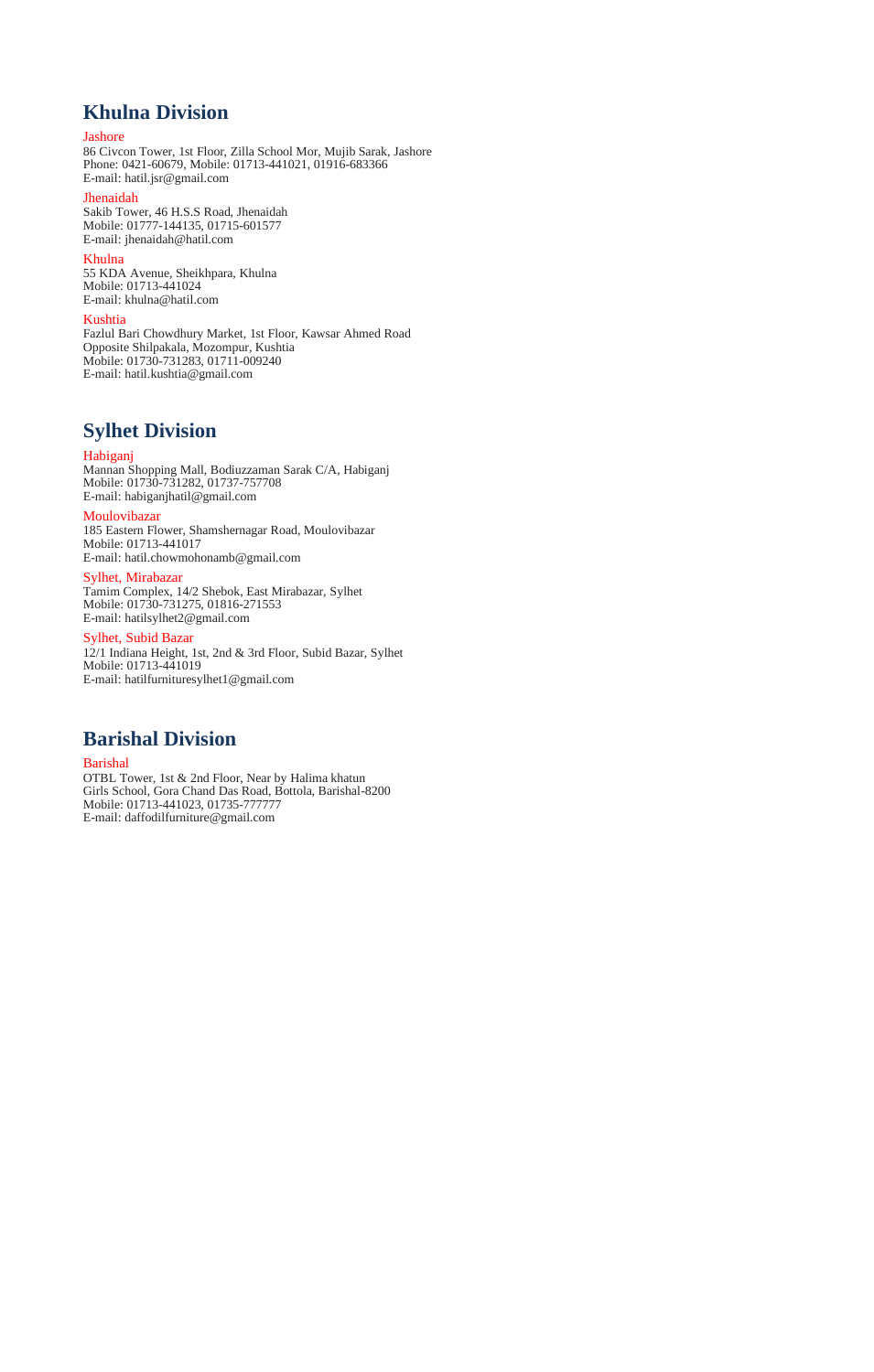## Khulna Division

### Jashore

86 Civcon Tower, 1st Floor, Zilla School Mor, Mujib Sarak, Jashore
Phone: 0421-60679, Mobile: 01713-441021, 01916-683366
E-mail: hatil.jsr@gmail.com

### Jhenaidah

Sakib Tower, 46 H.S.S Road, Jhenaidah
Mobile: 01777-144135, 01715-601577
E-mail: jhenaidah@hatil.com

### Khulna

55 KDA Avenue, Sheikhpara, Khulna
Mobile: 01713-441024
E-mail: khulna@hatil.com

### Kushtia

Fazlul Bari Chowdhury Market, 1st Floor, Kawsar Ahmed Road
Opposite Shilpakala, Mozompur, Kushtia
Mobile: 01730-731283, 01711-009240
E-mail: hatil.kushtia@gmail.com

## Sylhet Division

### Habiganj

Mannan Shopping Mall, Bodiuzzaman Sarak C/A, Habiganj
Mobile: 01730-731282, 01737-757708
E-mail: habiganjhatil@gmail.com

### Moulovibazar

185 Eastern Flower, Shamshernagar Road, Moulovibazar
Mobile: 01713-441017
E-mail: hatil.chowmohonamb@gmail.com

### Sylhet, Mirabazar

Tamim Complex, 14/2 Shebok, East Mirabazar, Sylhet
Mobile: 01730-731275, 01816-271553
E-mail: hatilsylhet2@gmail.com

### Sylhet, Subid Bazar

12/1 Indiana Height, 1st, 2nd & 3rd Floor, Subid Bazar, Sylhet
Mobile: 01713-441019
E-mail: hatilfurnituresylhet1@gmail.com

## Barishal Division

### Barishal

OTBL Tower, 1st & 2nd Floor, Near by Halima khatun
Girls School, Gora Chand Das Road, Bottola, Barishal-8200
Mobile: 01713-441023, 01735-777777
E-mail: daffodilfurniture@gmail.com